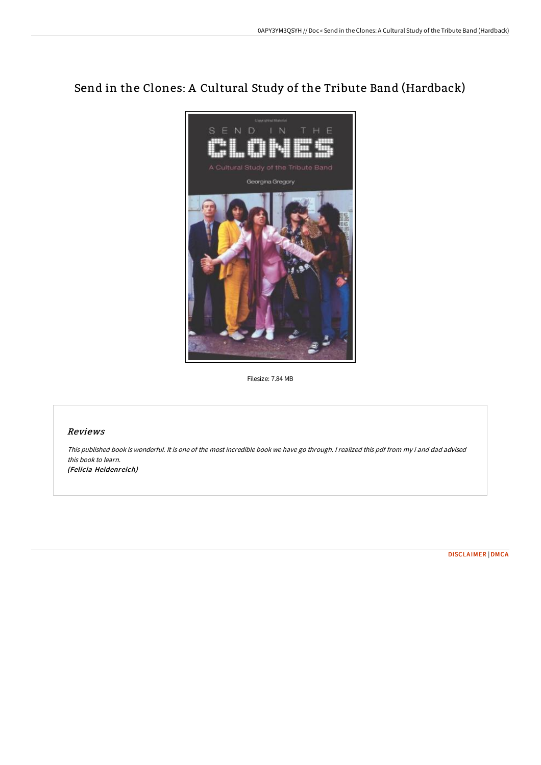# Send in the Clones: A Cultural Study of the Tribute Band (Hardback)

Filesize: 7.84 MB

## Reviews

*This published book is wonderful. It is one of the most incredible book we have go through. I realized this pdf from my i and dad advised this book to learn.*
*(Felicia Heidenreich)*

DISCLAIMER | DMCA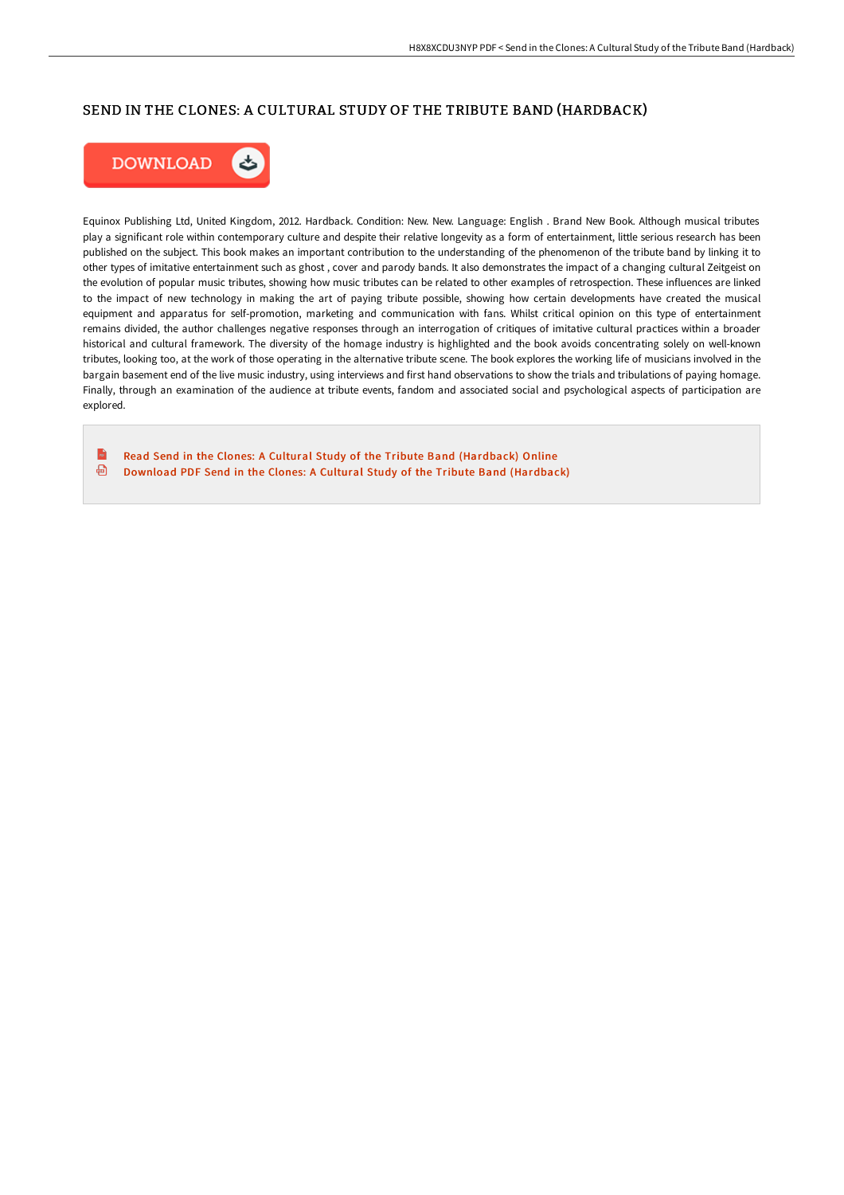# SEND IN THE CLONES: A CULTURAL STUDY OF THE TRIBUTE BAND (HARDBACK)

DOWNLOAD

Equinox Publishing Ltd, United Kingdom, 2012. Hardback. Condition: New. New. Language: English . Brand New Book. Although musical tributes play a significant role within contemporary culture and despite their relative longevity as a form of entertainment, little serious research has been published on the subject. This book makes an important contribution to the understanding of the phenomenon of the tribute band by linking it to other types of imitative entertainment such as ghost , cover and parody bands. It also demonstrates the impact of a changing cultural Zeitgeist on the evolution of popular music tributes, showing how music tributes can be related to other examples of retrospection. These influences are linked to the impact of new technology in making the art of paying tribute possible, showing how certain developments have created the musical equipment and apparatus for self-promotion, marketing and communication with fans. Whilst critical opinion on this type of entertainment remains divided, the author challenges negative responses through an interrogation of critiques of imitative cultural practices within a broader historical and cultural framework. The diversity of the homage industry is highlighted and the book avoids concentrating solely on well-known tributes, looking too, at the work of those operating in the alternative tribute scene. The book explores the working life of musicians involved in the bargain basement end of the live music industry, using interviews and first hand observations to show the trials and tribulations of paying homage. Finally, through an examination of the audience at tribute events, fandom and associated social and psychological aspects of participation are explored.

Read Send in the Clones: A Cultural Study of the Tribute Band (Hardback) Online

Download PDF Send in the Clones: A Cultural Study of the Tribute Band (Hardback)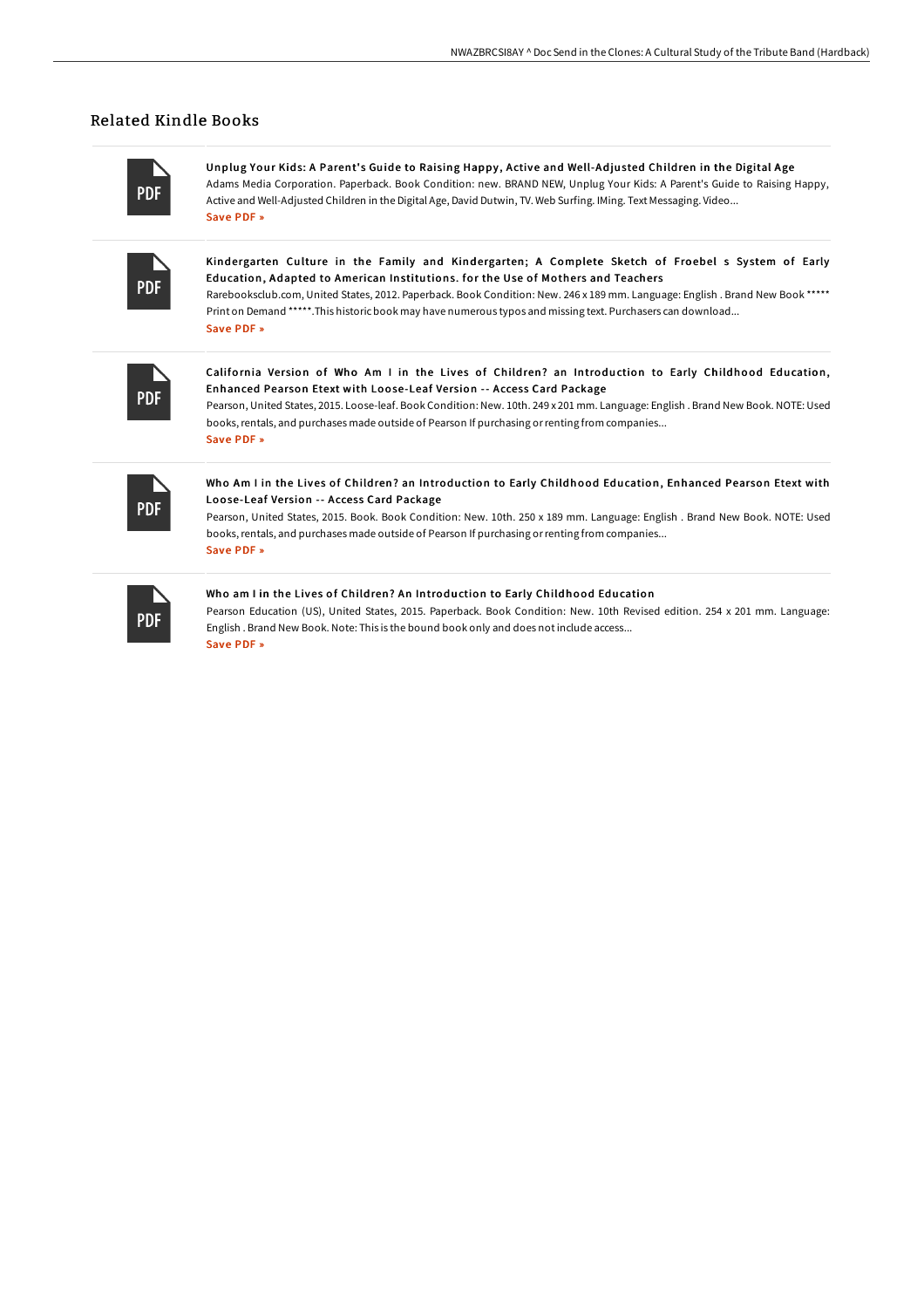## Related Kindle Books

**Unplug Your Kids: A Parent's Guide to Raising Happy, Active and Well-Adjusted Children in the Digital Age**

Adams Media Corporation. Paperback. Book Condition: new. BRAND NEW, Unplug Your Kids: A Parent's Guide to Raising Happy, Active and Well-Adjusted Children in the Digital Age, David Dutwin, TV. Web Surfing. IMing. Text Messaging. Video...

Save PDF »

**Kindergarten Culture in the Family and Kindergarten; A Complete Sketch of Froebel s System of Early Education, Adapted to American Institutions. for the Use of Mothers and Teachers**

Rarebooksclub.com, United States, 2012. Paperback. Book Condition: New. 246 x 189 mm. Language: English . Brand New Book ***** Print on Demand *****.This historic book may have numerous typos and missing text. Purchasers can download...

Save PDF »

**California Version of Who Am I in the Lives of Children? an Introduction to Early Childhood Education, Enhanced Pearson Etext with Loose-Leaf Version -- Access Card Package**

Pearson, United States, 2015. Loose-leaf. Book Condition: New. 10th. 249 x 201 mm. Language: English . Brand New Book. NOTE: Used books, rentals, and purchases made outside of Pearson If purchasing or renting from companies...

Save PDF »

**Who Am I in the Lives of Children? an Introduction to Early Childhood Education, Enhanced Pearson Etext with Loose-Leaf Version -- Access Card Package**

Pearson, United States, 2015. Book. Book Condition: New. 10th. 250 x 189 mm. Language: English . Brand New Book. NOTE: Used books, rentals, and purchases made outside of Pearson If purchasing or renting from companies...

Save PDF »

**Who am I in the Lives of Children? An Introduction to Early Childhood Education**

Pearson Education (US), United States, 2015. Paperback. Book Condition: New. 10th Revised edition. 254 x 201 mm. Language: English . Brand New Book. Note: This is the bound book only and does not include access...

Save PDF »